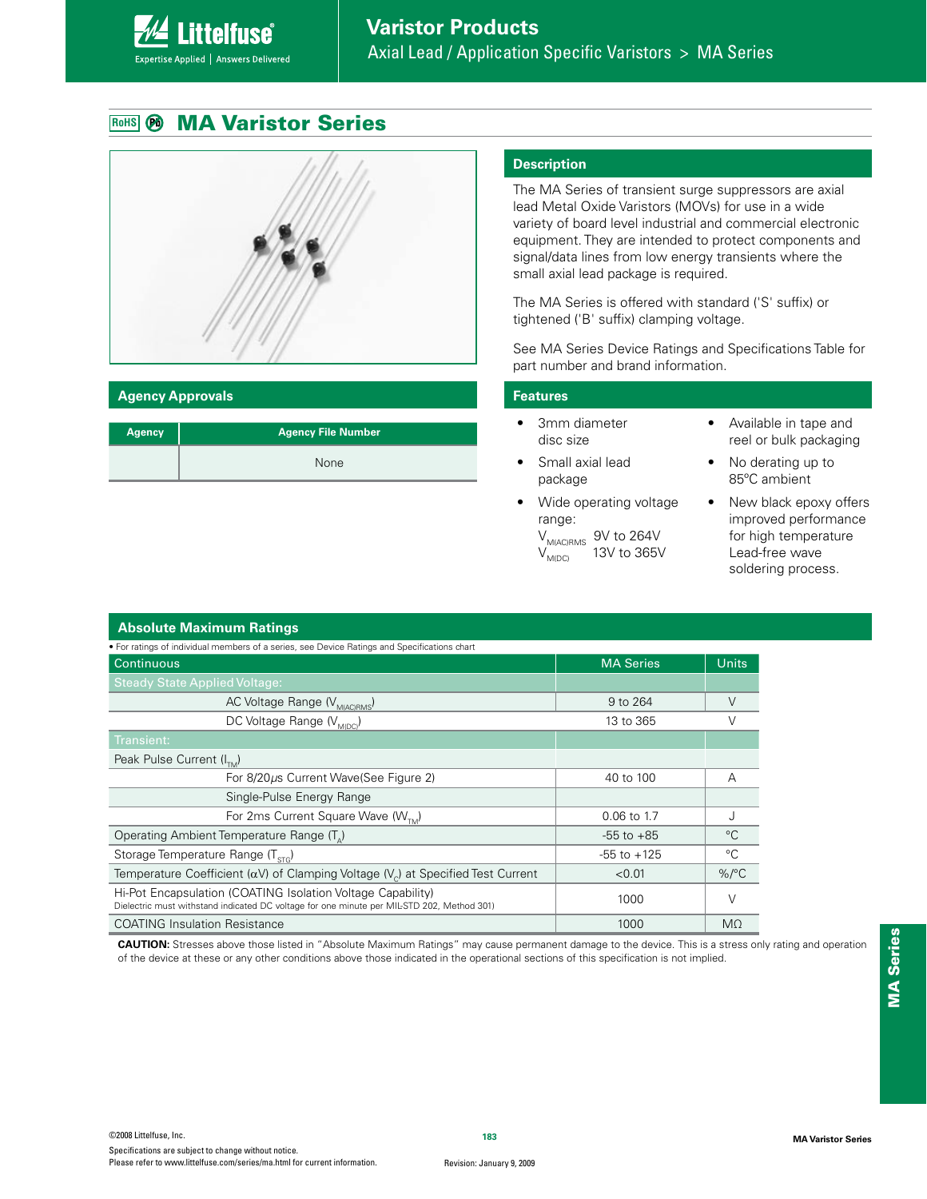# MA Varistor Series

## Description

The MA Series of transient surge suppressors are axial lead Metal Oxide Varistors (MOVs) for use in a wide variety of board level industrial and commercial electronic equipment. They are intended to protect components and signal/data lines from low energy transients where the small axial lead package is required.

The MA Series is offered with standard ('S' suffix) or tightened ('B' suffix) clamping voltage.

See MA Series Device Ratings and Specifications Table for part number and brand information.

## Agency Approvals

| Agency | Agency File Number |
|---|---|
| | None |

## Features

- 3mm diameter disc size
- Small axial lead package
- Wide operating voltage range:
  $V_{M(AC)RMS}$ 9V to 264V
  $V_{M(DC)}$ 13V to 365V
- Available in tape and reel or bulk packaging
- No derating up to 85ºC ambient
- New black epoxy offers improved performance for high temperature Lead-free wave soldering process.

## Absolute Maximum Ratings

• For ratings of individual members of a series, see Device Ratings and Specifications chart

| Continuous | MA Series | Units |
|---|---|---|
| Steady State Applied Voltage: | | |
| AC Voltage Range ($V_{M(AC)RMS}$) | 9 to 264 | V |
| DC Voltage Range ($V_{M(DC)}$) | 13 to 365 | V |
| Transient: | | |
| Peak Pulse Current ($I_{TM}$) | | |
| For 8/20μs Current Wave(See Figure 2) | 40 to 100 | A |
| Single-Pulse Energy Range | | |
| For 2ms Current Square Wave ($W_{TM}$) | 0.06 to 1.7 | J |
| Operating Ambient Temperature Range ($T_A$) | -55 to +85 | °C |
| Storage Temperature Range ($T_{STG}$) | -55 to +125 | °C |
| Temperature Coefficient (αV) of Clamping Voltage ($V_C$) at Specified Test Current | <0.01 | %/°C |
| Hi-Pot Encapsulation (COATING Isolation Voltage Capability) Dielectric must withstand indicated DC voltage for one minute per MIL-STD 202, Method 301) | 1000 | V |
| COATING Insulation Resistance | 1000 | MΩ |

**CAUTION:** Stresses above those listed in "Absolute Maximum Ratings" may cause permanent damage to the device. This is a stress only rating and operation of the device at these or any other conditions above those indicated in the operational sections of this specification is not implied.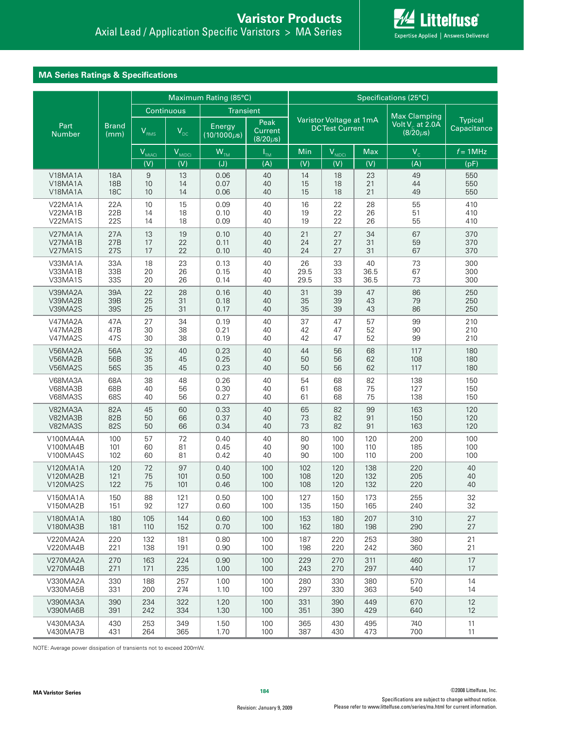## MA Series Ratings & Specifications

| Part Number | Brand (mm) | Maximum Rating (85°C) | | | | Specifications (25°C) | | | | |
|---|---|---|---|---|---|---|---|---|---|---|
| | | Continuous | | Transient | | Varistor Voltage at 1mA DC Test Current | | | Max Clamping Volt $V_C$ at 2.0A (8/20μs) | Typical Capacitance |
| | | $V_{RMS}$ | $V_{DC}$ | Energy (10/1000μs) | Peak Current (8/20μs) | | | | | |
| | | $V_{M(AC)}$ | $V_{M(DC)}$ | $W_{TM}$ | $I_{TM}$ | Min | $V_{N(DC)}$ | Max | $V_C$ | $f$ = 1MHz |
| | | (V) | (V) | (J) | (A) | (V) | (V) | (V) | (A) | (pF) |
| V18MA1A | 18A | 9 | 13 | 0.06 | 40 | 14 | 18 | 23 | 49 | 550 |
| V18MA1A | 18B | 10 | 14 | 0.07 | 40 | 15 | 18 | 21 | 44 | 550 |
| V18MA1A | 18C | 10 | 14 | 0.06 | 40 | 15 | 18 | 21 | 49 | 550 |
| V22MA1A | 22A | 10 | 15 | 0.09 | 40 | 16 | 22 | 28 | 55 | 410 |
| V22MA1B | 22B | 14 | 18 | 0.10 | 40 | 19 | 22 | 26 | 51 | 410 |
| V22MA1S | 22S | 14 | 18 | 0.09 | 40 | 19 | 22 | 26 | 55 | 410 |
| V27MA1A | 27A | 13 | 19 | 0.10 | 40 | 21 | 27 | 34 | 67 | 370 |
| V27MA1B | 27B | 17 | 22 | 0.11 | 40 | 24 | 27 | 31 | 59 | 370 |
| V27MA1S | 27S | 17 | 22 | 0.10 | 40 | 24 | 27 | 31 | 67 | 370 |
| V33MA1A | 33A | 18 | 23 | 0.13 | 40 | 26 | 33 | 40 | 73 | 300 |
| V33MA1B | 33B | 20 | 26 | 0.15 | 40 | 29.5 | 33 | 36.5 | 67 | 300 |
| V33MA1S | 33S | 20 | 26 | 0.14 | 40 | 29.5 | 33 | 36.5 | 73 | 300 |
| V39MA2A | 39A | 22 | 28 | 0.16 | 40 | 31 | 39 | 47 | 86 | 250 |
| V39MA2B | 39B | 25 | 31 | 0.18 | 40 | 35 | 39 | 43 | 79 | 250 |
| V39MA2S | 39S | 25 | 31 | 0.17 | 40 | 35 | 39 | 43 | 86 | 250 |
| V47MA2A | 47A | 27 | 34 | 0.19 | 40 | 37 | 47 | 57 | 99 | 210 |
| V47MA2B | 47B | 30 | 38 | 0.21 | 40 | 42 | 47 | 52 | 90 | 210 |
| V47MA2S | 47S | 30 | 38 | 0.19 | 40 | 42 | 47 | 52 | 99 | 210 |
| V56MA2A | 56A | 32 | 40 | 0.23 | 40 | 44 | 56 | 68 | 117 | 180 |
| V56MA2B | 56B | 35 | 45 | 0.25 | 40 | 50 | 56 | 62 | 108 | 180 |
| V56MA2S | 56S | 35 | 45 | 0.23 | 40 | 50 | 56 | 62 | 117 | 180 |
| V68MA3A | 68A | 38 | 48 | 0.26 | 40 | 54 | 68 | 82 | 138 | 150 |
| V68MA3B | 68B | 40 | 56 | 0.30 | 40 | 61 | 68 | 75 | 127 | 150 |
| V68MA3S | 68S | 40 | 56 | 0.27 | 40 | 61 | 68 | 75 | 138 | 150 |
| V82MA3A | 82A | 45 | 60 | 0.33 | 40 | 65 | 82 | 99 | 163 | 120 |
| V82MA3B | 82B | 50 | 66 | 0.37 | 40 | 73 | 82 | 91 | 150 | 120 |
| V82MA3S | 82S | 50 | 66 | 0.34 | 40 | 73 | 82 | 91 | 163 | 120 |
| V100MA4A | 100 | 57 | 72 | 0.40 | 40 | 80 | 100 | 120 | 200 | 100 |
| V100MA4B | 101 | 60 | 81 | 0.45 | 40 | 90 | 100 | 110 | 185 | 100 |
| V100MA4S | 102 | 60 | 81 | 0.42 | 40 | 90 | 100 | 110 | 200 | 100 |
| V120MA1A | 120 | 72 | 97 | 0.40 | 100 | 102 | 120 | 138 | 220 | 40 |
| V120MA2B | 121 | 75 | 101 | 0.50 | 100 | 108 | 120 | 132 | 205 | 40 |
| V120MA2S | 122 | 75 | 101 | 0.46 | 100 | 108 | 120 | 132 | 220 | 40 |
| V150MA1A | 150 | 88 | 121 | 0.50 | 100 | 127 | 150 | 173 | 255 | 32 |
| V150MA2B | 151 | 92 | 127 | 0.60 | 100 | 135 | 150 | 165 | 240 | 32 |
| V180MA1A | 180 | 105 | 144 | 0.60 | 100 | 153 | 180 | 207 | 310 | 27 |
| V180MA3B | 181 | 110 | 152 | 0.70 | 100 | 162 | 180 | 198 | 290 | 27 |
| V220MA2A | 220 | 132 | 181 | 0.80 | 100 | 187 | 220 | 253 | 380 | 21 |
| V220MA4B | 221 | 138 | 191 | 0.90 | 100 | 198 | 220 | 242 | 360 | 21 |
| V270MA2A | 270 | 163 | 224 | 0.90 | 100 | 229 | 270 | 311 | 460 | 17 |
| V270MA4B | 271 | 171 | 235 | 1.00 | 100 | 243 | 270 | 297 | 440 | 17 |
| V330MA2A | 330 | 188 | 257 | 1.00 | 100 | 280 | 330 | 380 | 570 | 14 |
| V330MA5B | 331 | 200 | 274 | 1.10 | 100 | 297 | 330 | 363 | 540 | 14 |
| V390MA3A | 390 | 234 | 322 | 1.20 | 100 | 331 | 390 | 449 | 670 | 12 |
| V390MA6B | 391 | 242 | 334 | 1.30 | 100 | 351 | 390 | 429 | 640 | 12 |
| V430MA3A | 430 | 253 | 349 | 1.50 | 100 | 365 | 430 | 495 | 740 | 11 |
| V430MA7B | 431 | 264 | 365 | 1.70 | 100 | 387 | 430 | 473 | 700 | 11 |

NOTE: Average power dissipation of transients not to exceed 200mW.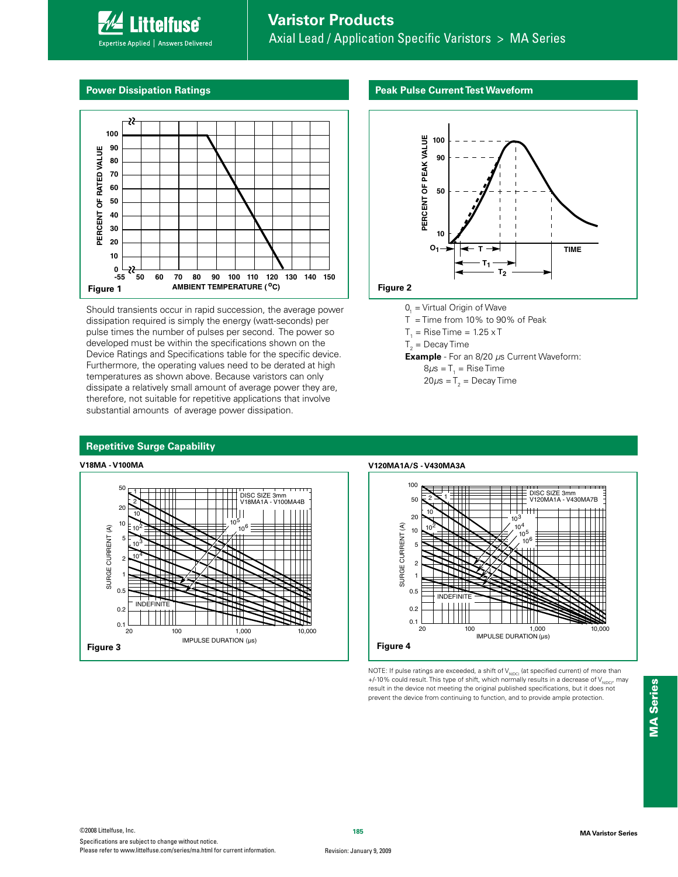## Power Dissipation Ratings

Figure 1

Should transients occur in rapid succession, the average power dissipation required is simply the energy (watt-seconds) per pulse times the number of pulses per second. The power so developed must be within the specifications shown on the Device Ratings and Specifications table for the specific device. Furthermore, the operating values need to be derated at high temperatures as shown above. Because varistors can only dissipate a relatively small amount of average power they are, therefore, not suitable for repetitive applications that involve substantial amounts of average power dissipation.

## Peak Pulse Current Test Waveform

Figure 2

$O_1$ = Virtual Origin of Wave

T = Time from 10% to 90% of Peak

$T_1$ = Rise Time = 1.25 x T

$T_2$ = Decay Time

**Example** - For an 8/20 µs Current Waveform:

8µs = $T_1$ = Rise Time

20µs = $T_2$ = Decay Time

## Repetitive Surge Capability

**V18MA - V100MA**

Figure 3

**V120MA1A/S - V430MA3A**

Figure 4

NOTE: If pulse ratings are exceeded, a shift of $V_{N(DC)}$ (at specified current) of more than +/-10% could result. This type of shift, which normally results in a decrease of $V_{N(DC)}$, may result in the device not meeting the original published specifications, but it does not prevent the device from continuing to function, and to provide ample protection.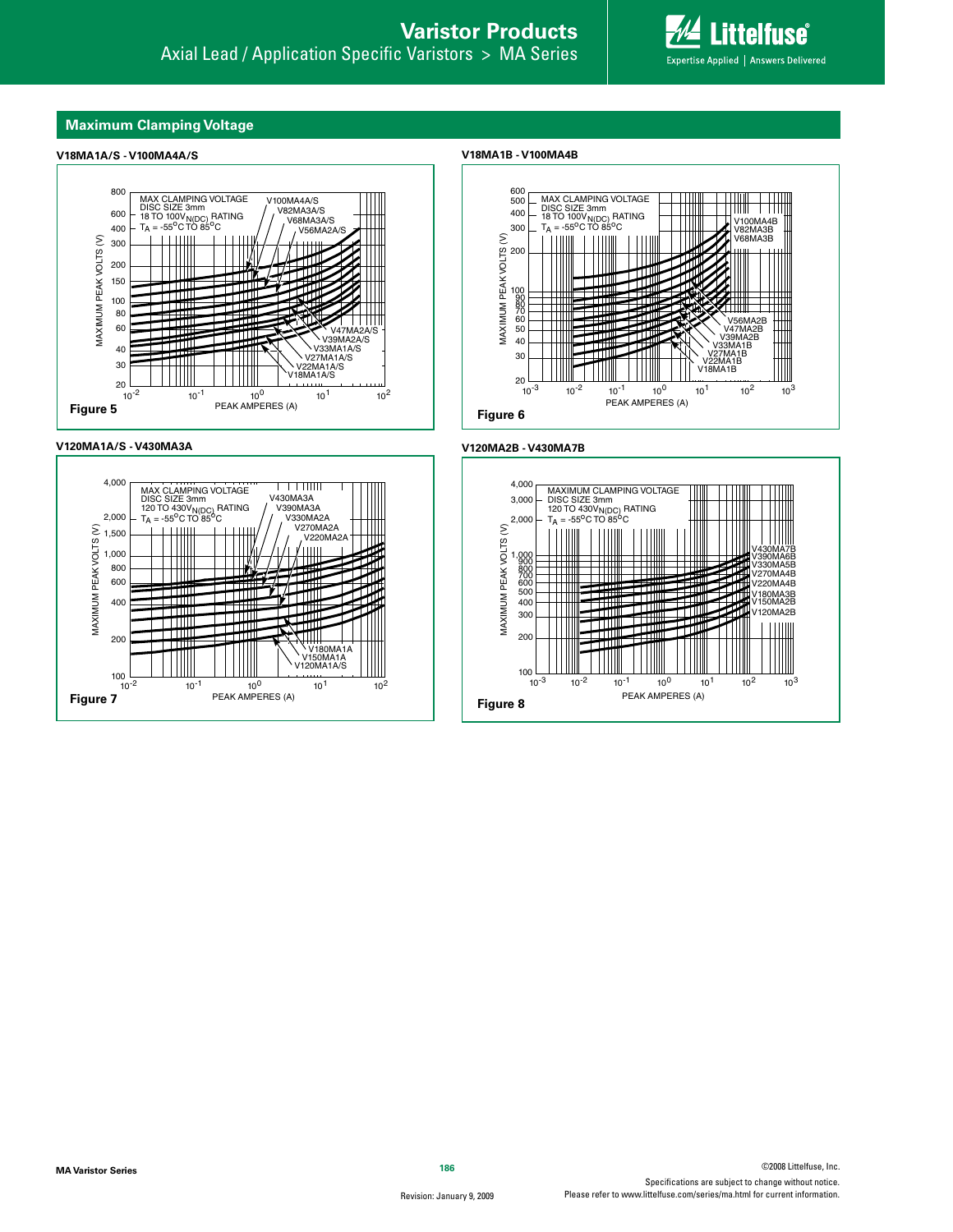## Maximum Clamping Voltage

**V18MA1A/S - V100MA4A/S**

MAX CLAMPING VOLTAGE
DISC SIZE 3mm
18 TO 100$V_{N(DC)}$ RATING
$T_A$ = -55°C TO 85°C

MAXIMUM PEAK VOLTS (V) vs. PEAK AMPERES (A)

Curves: V100MA4A/S, V82MA3A/S, V68MA3A/S, V56MA2A/S, V47MA2A/S, V39MA2A/S, V33MA1A/S, V27MA1A/S, V22MA1A/S, V18MA1A/S

**Figure 5**

**V18MA1B - V100MA4B**

MAX CLAMPING VOLTAGE
DISC SIZE 3mm
18 TO 100$V_{N(DC)}$ RATING
$T_A$ = -55°C TO 85°C

MAXIMUM PEAK VOLTS (V) vs. PEAK AMPERES (A)

Curves: V100MA4B, V82MA3B, V68MA3B, V56MA2B, V47MA2B, V39MA2B, V33MA1B, V27MA1B, V22MA1B, V18MA1B

**Figure 6**

**V120MA1A/S - V430MA3A**

MAX CLAMPING VOLTAGE
DISC SIZE 3mm
120 TO 430$V_{N(DC)}$ RATING
$T_A$ = -55°C TO 85°C

MAXIMUM PEAK VOLTS (V) vs. PEAK AMPERES (A)

Curves: V430MA3A, V390MA3A, V330MA2A, V270MA2A, V220MA2A, V180MA1A, V150MA1A, V120MA1A/S

**Figure 7**

**V120MA2B - V430MA7B**

MAXIMUM CLAMPING VOLTAGE
DISC SIZE 3mm
120 TO 430$V_{N(DC)}$ RATING
$T_A$ = -55°C TO 85°C

MAXIMUM PEAK VOLTS (V) vs. PEAK AMPERES (A)

Curves: V430MA7B, V390MA6B, V330MA5B, V270MA4B, V220MA4B, V180MA3B, V150MA2B, V120MA2B

**Figure 8**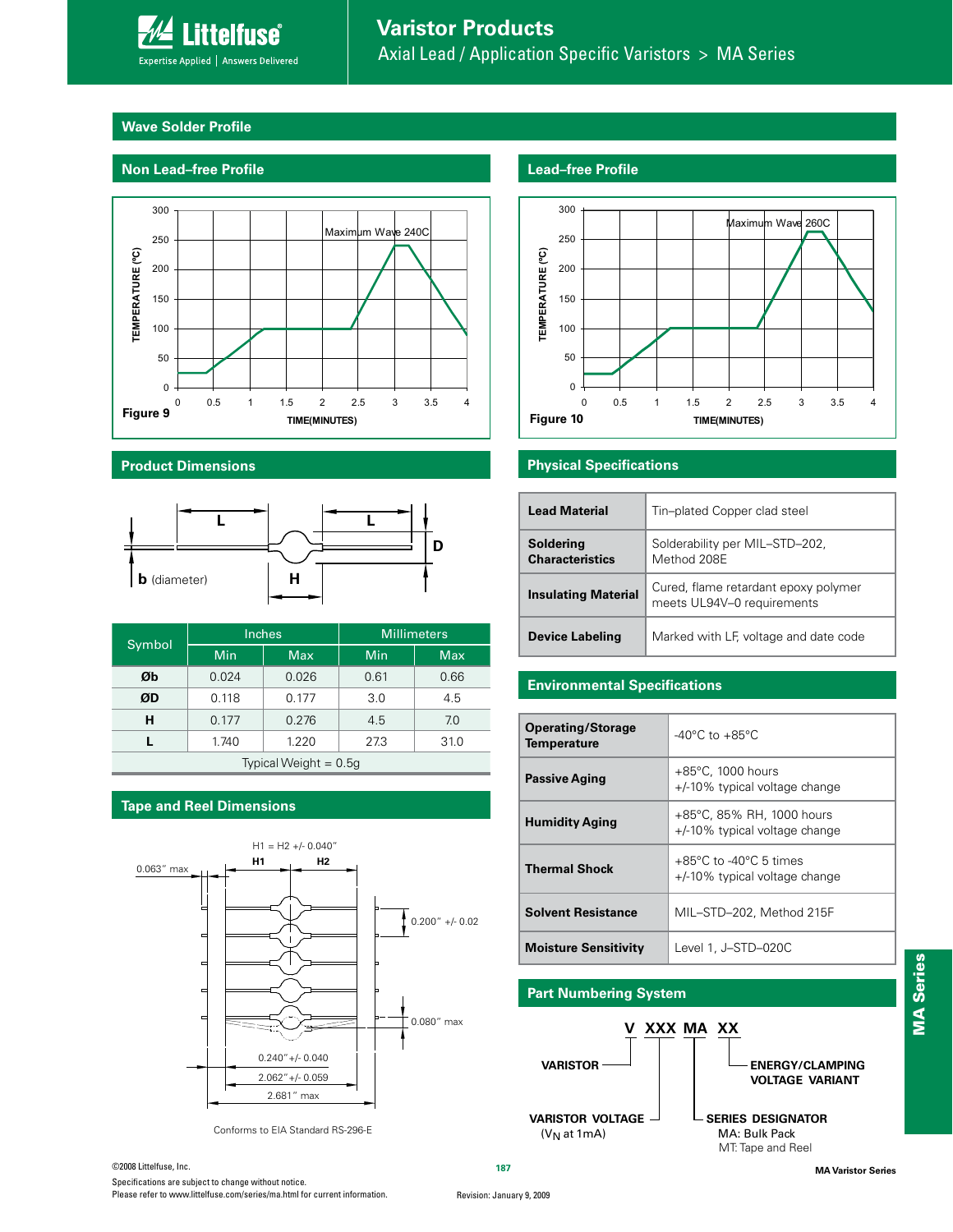## Wave Solder Profile

### Non Lead–free Profile

300
250
200
150
100
50
0
TEMPERATURE (ºC)
Maximum Wave 240C
0 0.5 1 1.5 2 2.5 3 3.5 4
TIME(MINUTES)

Figure 9

### Lead–free Profile

300
250
200
150
100
50
0
TEMPERATURE (ºC)
Maximum Wave 260C
0 0.5 1 1.5 2 2.5 3 3.5 4
TIME(MINUTES)

Figure 10

## Product Dimensions

L
L
D
H
**b** (diameter)

| Symbol | Inches | | Millimeters | |
|---|---|---|---|---|
| | Min | Max | Min | Max |
| **Øb** | 0.024 | 0.026 | 0.61 | 0.66 |
| **ØD** | 0.118 | 0.177 | 3.0 | 4.5 |
| **H** | 0.177 | 0.276 | 4.5 | 7.0 |
| **L** | 1.740 | 1.220 | 27.3 | 31.0 |
| Typical Weight = 0.5g | | | | |

## Tape and Reel Dimensions

H1 = H2 +/- 0.040"
H1
H2
0.063" max
0.200" +/- 0.02
0.080" max
0.240" +/- 0.040
2.062" +/- 0.059
2.681" max

Conforms to EIA Standard RS-296-E

## Physical Specifications

| | |
|---|---|
| **Lead Material** | Tin–plated Copper clad steel |
| **Soldering Characteristics** | Solderability per MIL–STD–202, Method 208E |
| **Insulating Material** | Cured, flame retardant epoxy polymer meets UL94V–0 requirements |
| **Device Labeling** | Marked with LF, voltage and date code |

## Environmental Specifications

| | |
|---|---|
| **Operating/Storage Temperature** | -40°C to +85°C |
| **Passive Aging** | +85°C, 1000 hours<br>+/-10% typical voltage change |
| **Humidity Aging** | +85°C, 85% RH, 1000 hours<br>+/-10% typical voltage change |
| **Thermal Shock** | +85°C to -40°C 5 times<br>+/-10% typical voltage change |
| **Solvent Resistance** | MIL–STD–202, Method 215F |
| **Moisture Sensitivity** | Level 1, J–STD–020C |

## Part Numbering System

**V XXX MA XX**

- **VARISTOR**
- **VARISTOR VOLTAGE** ($V_N$ at 1mA)
- **SERIES DESIGNATOR**
  - MA: Bulk Pack
  - MT: Tape and Reel
- **ENERGY/CLAMPING VOLTAGE VARIANT**